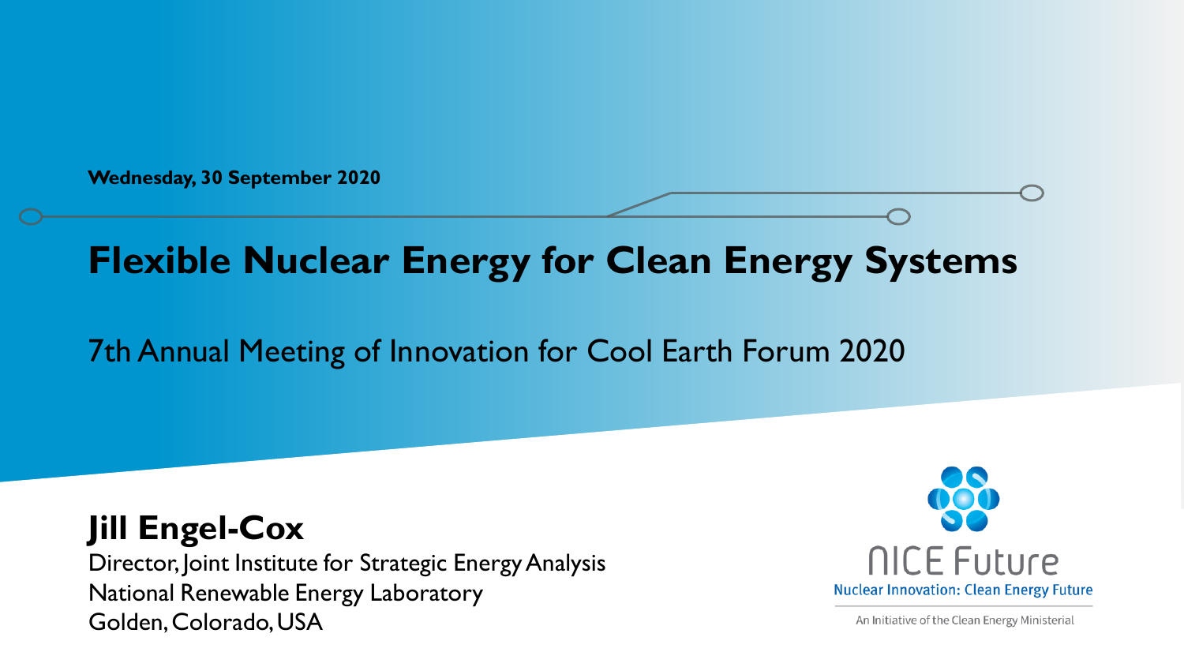Wednesday, 30 September 2020

# Flexible Nuclear Energy for Clean Energy Systems

## 7th Annual Meeting of Innovation for Cool Earth Forum 2020

**Jill Engel-Cox**

Director, Joint Institute for Strategic Energy Analysis
National Renewable Energy Laboratory
Golden, Colorado, USA

NICE Future

Nuclear Innovation: Clean Energy Future

An Initiative of the Clean Energy Ministerial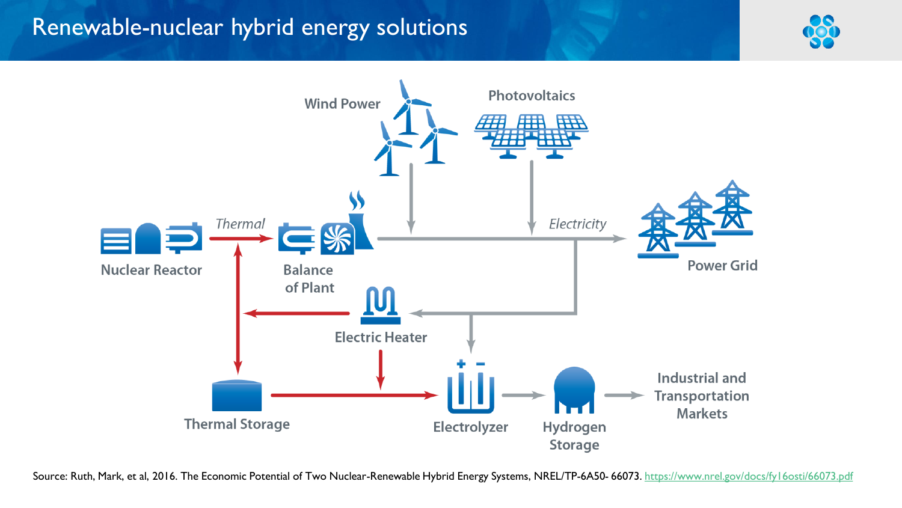# Renewable-nuclear hybrid energy solutions

Wind Power

Photovoltaics

Nuclear Reactor

*Thermal*

Balance of Plant

*Electricity*

Power Grid

Electric Heater

Thermal Storage

Electrolyzer

Hydrogen Storage

Industrial and Transportation Markets

Source: Ruth, Mark, et al, 2016. The Economic Potential of Two Nuclear-Renewable Hybrid Energy Systems, NREL/TP-6A50- 66073. https://www.nrel.gov/docs/fy16osti/66073.pdf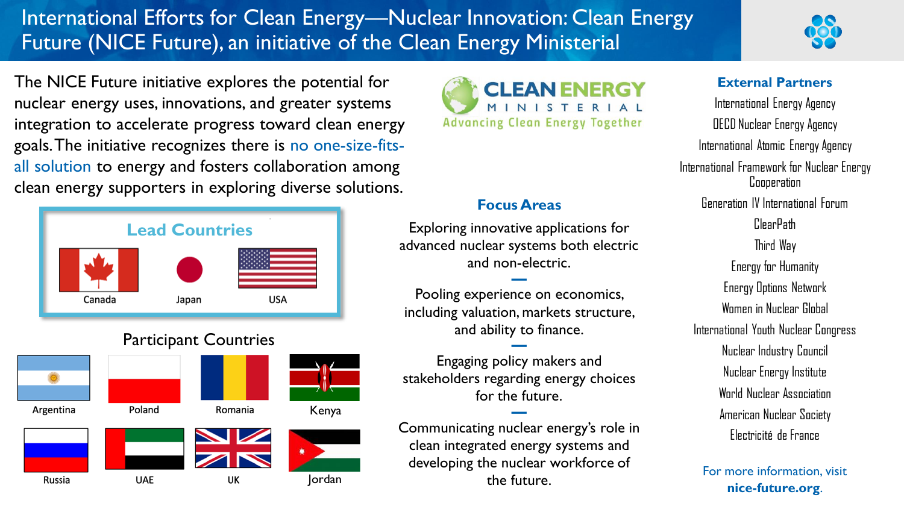# International Efforts for Clean Energy—Nuclear Innovation: Clean Energy Future (NICE Future), an initiative of the Clean Energy Ministerial

The NICE Future initiative explores the potential for nuclear energy uses, innovations, and greater systems integration to accelerate progress toward clean energy goals. The initiative recognizes there is no one-size-fits-all solution to energy and fosters collaboration among clean energy supporters in exploring diverse solutions.

CLEAN ENERGY MINISTERIAL
Advancing Clean Energy Together

## Lead Countries

- Canada
- Japan
- USA

## Participant Countries

- Argentina
- Poland
- Romania
- Kenya
- Russia
- UAE
- UK
- Jordan

## Focus Areas

Exploring innovative applications for advanced nuclear systems both electric and non-electric.

Pooling experience on economics, including valuation, markets structure, and ability to finance.

Engaging policy makers and stakeholders regarding energy choices for the future.

Communicating nuclear energy's role in clean integrated energy systems and developing the nuclear workforce of the future.

## External Partners

- International Energy Agency
- OECD Nuclear Energy Agency
- International Atomic Energy Agency
- International Framework for Nuclear Energy Cooperation
- Generation IV International Forum
- ClearPath
- Third Way
- Energy for Humanity
- Energy Options Network
- Women in Nuclear Global
- International Youth Nuclear Congress
- Nuclear Industry Council
- Nuclear Energy Institute
- World Nuclear Association
- American Nuclear Society
- Electricité de France

For more information, visit **nice-future.org**.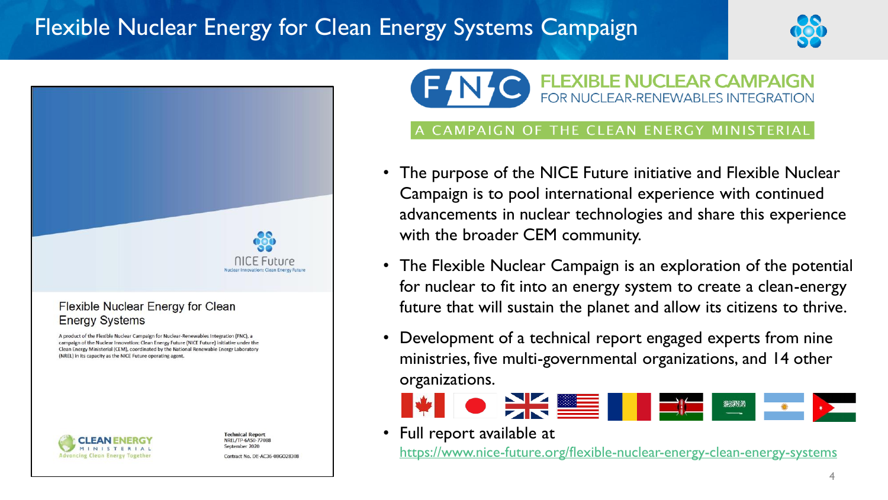# Flexible Nuclear Energy for Clean Energy Systems Campaign

NICE Future
Nuclear Innovation: Clean Energy Future

Flexible Nuclear Energy for Clean Energy Systems

A product of the Flexible Nuclear Campaign for Nuclear-Renewables Integration (FNC), a campaign of the Nuclear Innovation: Clean Energy Future (NICE Future) initiative under the Clean Energy Ministerial (CEM), coordinated by the National Renewable Energy Laboratory (NREL) in its capacity as the NICE Future operating agent.

CLEAN ENERGY MINISTERIAL
Advancing Clean Energy Together

Technical Report
NREL/TP-6A50-77088
September 2020

Contract No. DE-AC36-08GO28308

## FLEXIBLE NUCLEAR CAMPAIGN FOR NUCLEAR-RENEWABLES INTEGRATION

A CAMPAIGN OF THE CLEAN ENERGY MINISTERIAL

- The purpose of the NICE Future initiative and Flexible Nuclear Campaign is to pool international experience with continued advancements in nuclear technologies and share this experience with the broader CEM community.
- The Flexible Nuclear Campaign is an exploration of the potential for nuclear to fit into an energy system to create a clean-energy future that will sustain the planet and allow its citizens to thrive.
- Development of a technical report engaged experts from nine ministries, five multi-governmental organizations, and 14 other organizations.
- Full report available at https://www.nice-future.org/flexible-nuclear-energy-clean-energy-systems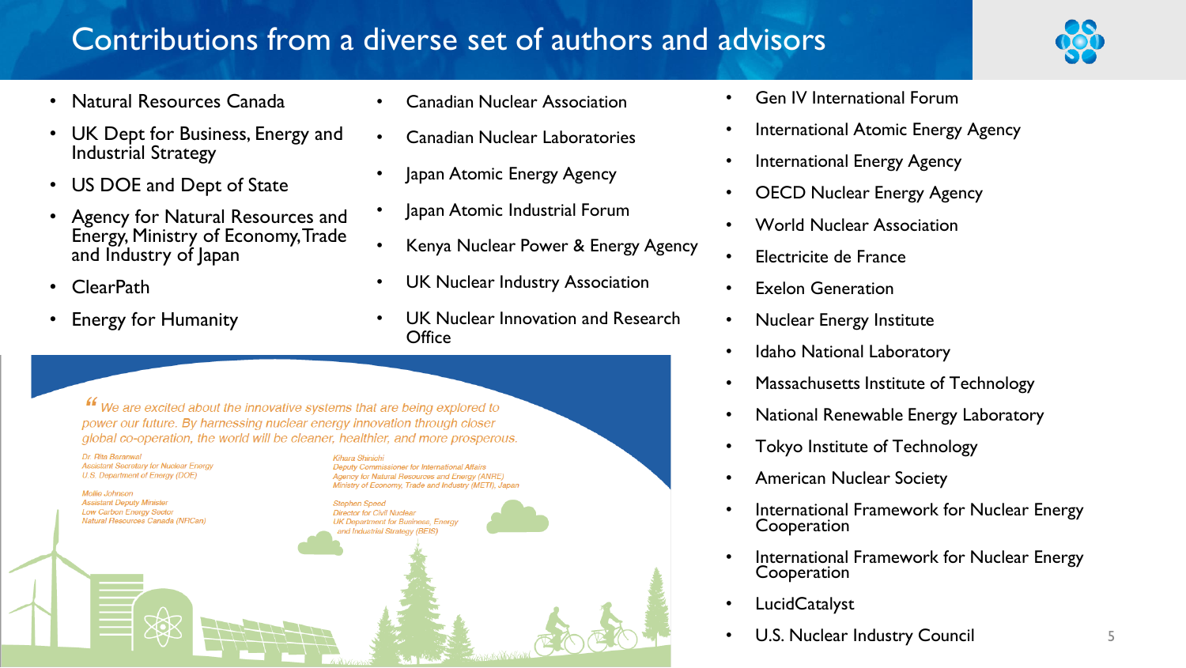# Contributions from a diverse set of authors and advisors

- Natural Resources Canada
- UK Dept for Business, Energy and Industrial Strategy
- US DOE and Dept of State
- Agency for Natural Resources and Energy, Ministry of Economy, Trade and Industry of Japan
- ClearPath
- Energy for Humanity
- Canadian Nuclear Association
- Canadian Nuclear Laboratories
- Japan Atomic Energy Agency
- Japan Atomic Industrial Forum
- Kenya Nuclear Power & Energy Agency
- UK Nuclear Industry Association
- UK Nuclear Innovation and Research Office
- Gen IV International Forum
- International Atomic Energy Agency
- International Energy Agency
- OECD Nuclear Energy Agency
- World Nuclear Association
- Electricite de France
- Exelon Generation
- Nuclear Energy Institute
- Idaho National Laboratory
- Massachusetts Institute of Technology
- National Renewable Energy Laboratory
- Tokyo Institute of Technology
- American Nuclear Society
- International Framework for Nuclear Energy Cooperation
- International Framework for Nuclear Energy Cooperation
- LucidCatalyst
- U.S. Nuclear Industry Council

> *"We are excited about the innovative systems that are being explored to power our future. By harnessing nuclear energy innovation through closer global co-operation, the world will be cleaner, healthier, and more prosperous.*

*Dr. Rita Baranwal*
*Assistant Secretary for Nuclear Energy*
*U.S. Department of Energy (DOE)*

*Mollie Johnson*
*Assistant Deputy Minister*
*Low Carbon Energy Sector*
*Natural Resources Canada (NRCan)*

*Kihara Shinichi*
*Deputy Commissioner for International Affairs*
*Agency for Natural Resources and Energy (ANRE)*
*Ministry of Economy, Trade and Industry (METI), Japan*

*Stephen Speed*
*Director for Civil Nuclear*
*UK Department for Business, Energy and Industrial Strategy (BEIS)*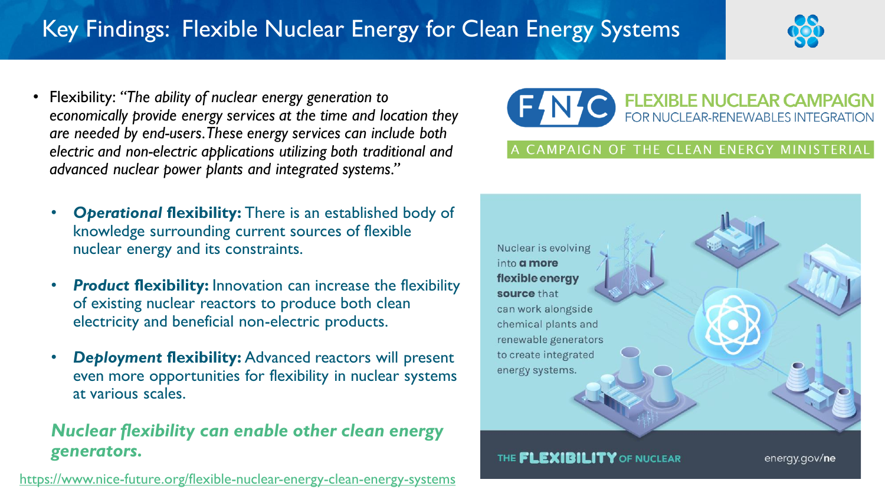# Key Findings: Flexible Nuclear Energy for Clean Energy Systems

- Flexibility: *"The ability of nuclear energy generation to economically provide energy services at the time and location they are needed by end-users. These energy services can include both electric and non-electric applications utilizing both traditional and advanced nuclear power plants and integrated systems."*

  - ***Operational* flexibility:** There is an established body of knowledge surrounding current sources of flexible nuclear energy and its constraints.

  - ***Product* flexibility:** Innovation can increase the flexibility of existing nuclear reactors to produce both clean electricity and beneficial non-electric products.

  - ***Deployment* flexibility:** Advanced reactors will present even more opportunities for flexibility in nuclear systems at various scales.

***Nuclear flexibility can enable other clean energy generators.***

https://www.nice-future.org/flexible-nuclear-energy-clean-energy-systems

FLEXIBLE NUCLEAR CAMPAIGN FOR NUCLEAR-RENEWABLES INTEGRATION

A CAMPAIGN OF THE CLEAN ENERGY MINISTERIAL

Nuclear is evolving into **a more flexible energy source** that can work alongside chemical plants and renewable generators to create integrated energy systems.

THE **FLEXIBILITY** OF NUCLEAR

energy.gov/**ne**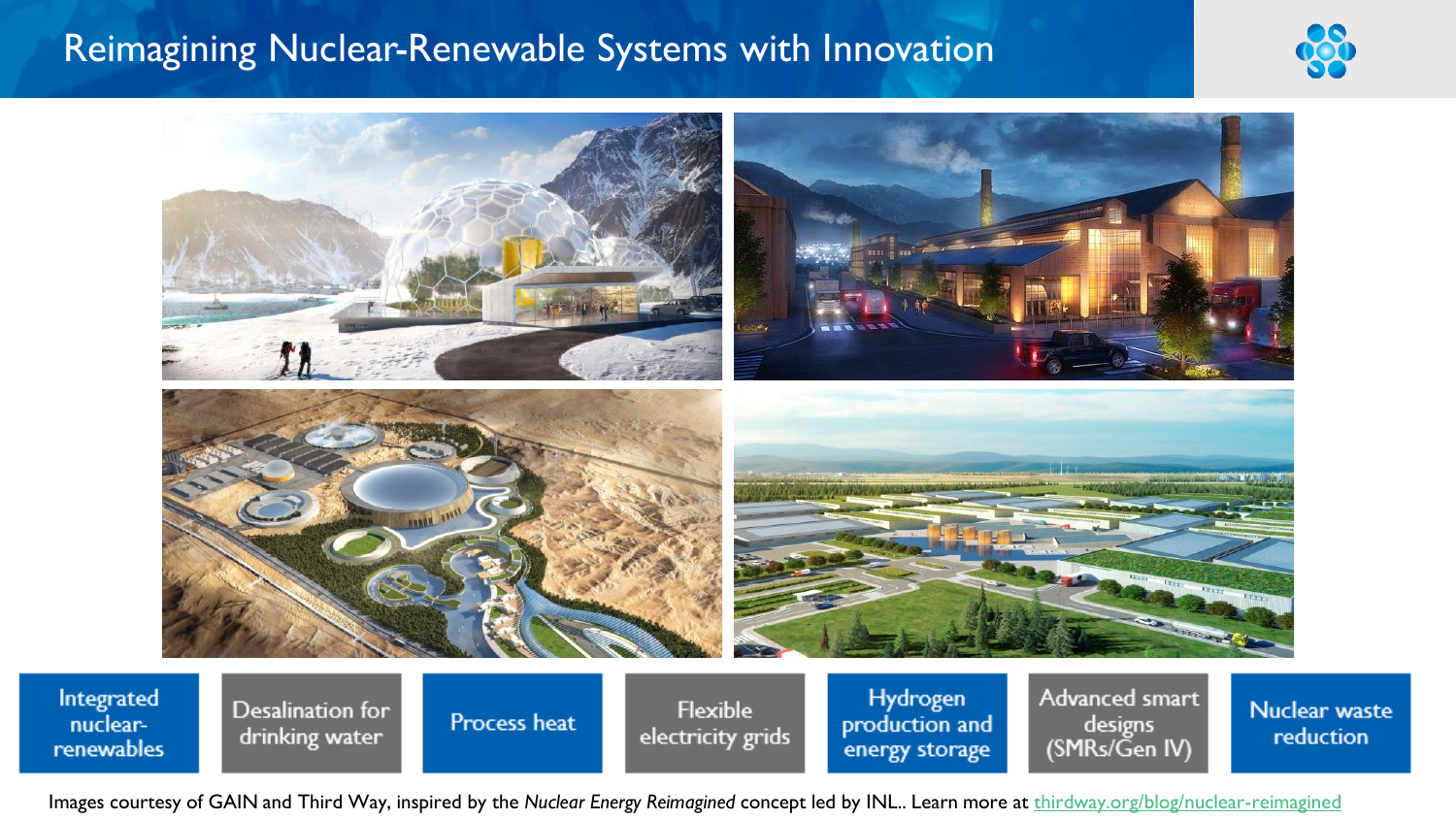# Reimagining Nuclear-Renewable Systems with Innovation

- Integrated nuclear-renewables
- Desalination for drinking water
- Process heat
- Flexible electricity grids
- Hydrogen production and energy storage
- Advanced smart designs (SMRs/Gen IV)
- Nuclear waste reduction

Images courtesy of GAIN and Third Way, inspired by the *Nuclear Energy Reimagined* concept led by INL.. Learn more at thirdway.org/blog/nuclear-reimagined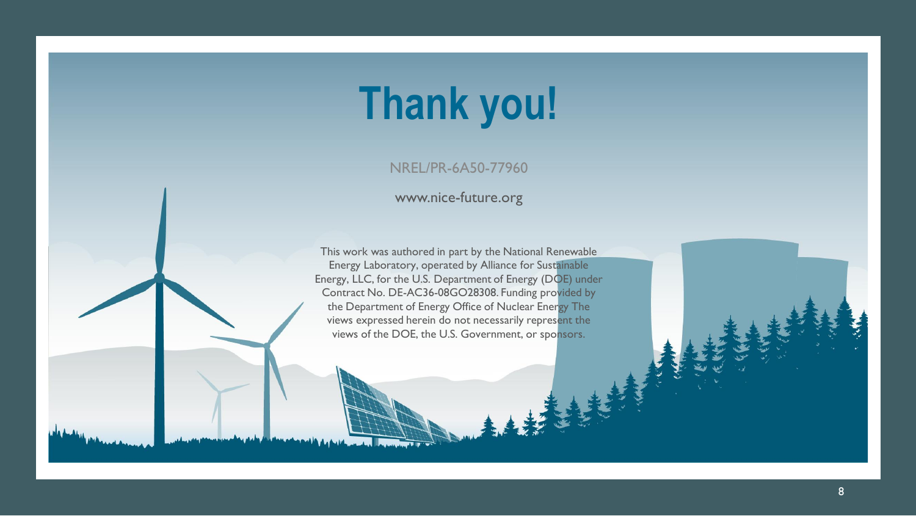# Thank you!

NREL/PR-6A50-77960

www.nice-future.org

This work was authored in part by the National Renewable Energy Laboratory, operated by Alliance for Sustainable Energy, LLC, for the U.S. Department of Energy (DOE) under Contract No. DE-AC36-08GO28308. Funding provided by the Department of Energy Office of Nuclear Energy The views expressed herein do not necessarily represent the views of the DOE, the U.S. Government, or sponsors.